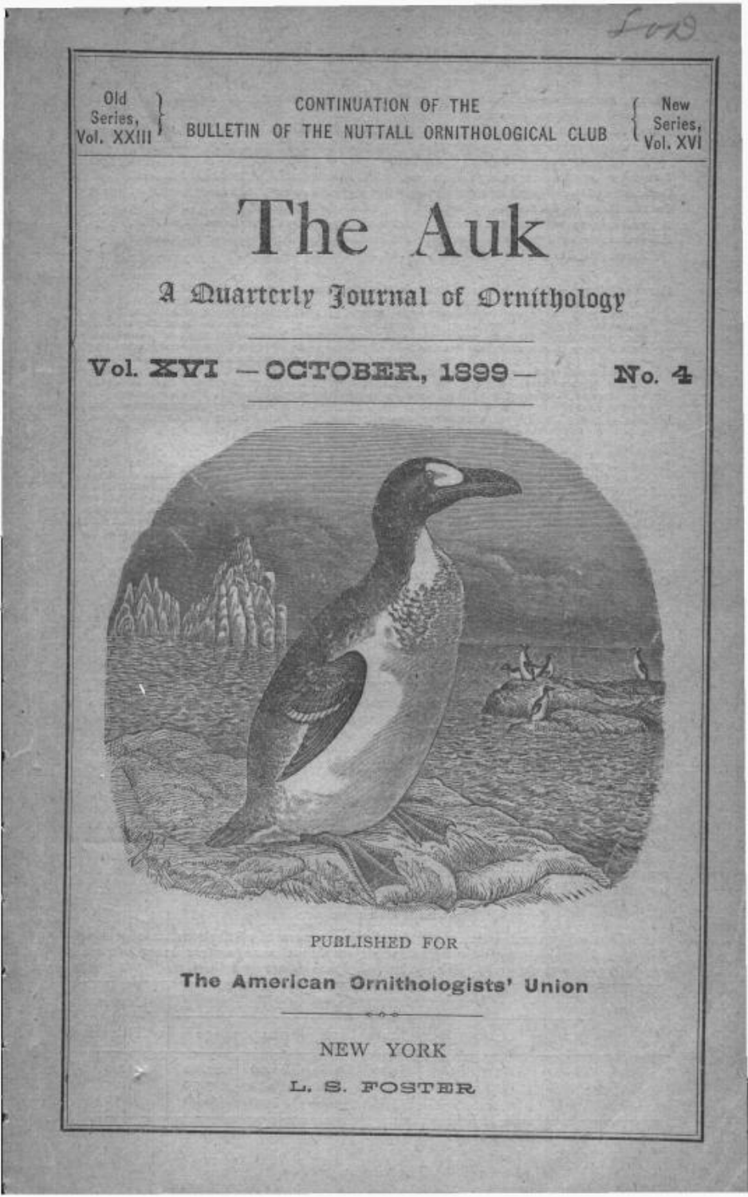Old Series, Vol. XXIII

CONTINUATION OF THE BULLETIN OF THE NUTTALL ORNITHOLOGICAL CLUB

New Series, Vol. XVI

# The Auk

## A Quarterly Journal of Ornithology

**Vol. XVI — OCTOBER, 1899 — No. 4**

PUBLISHED FOR

**The American Ornithologists' Union**

NEW YORK

L. S. FOSTER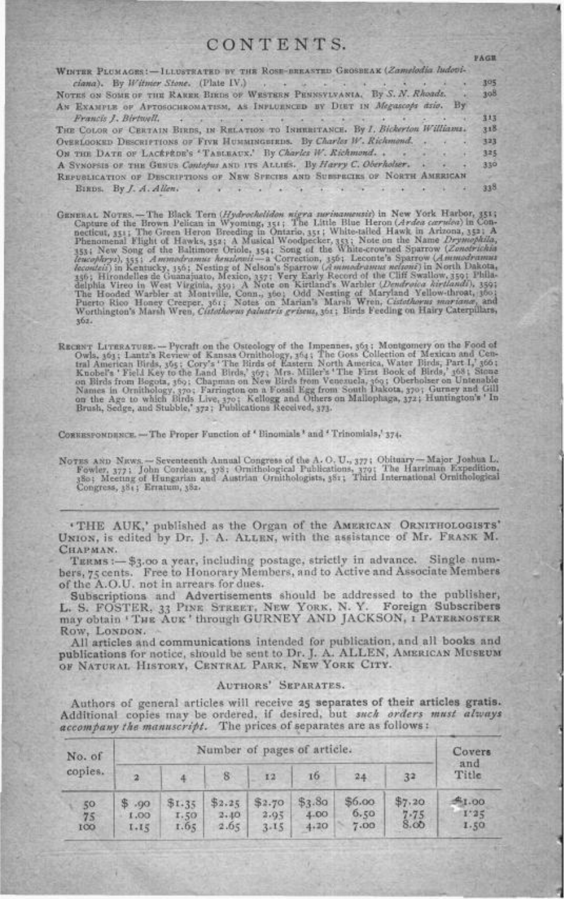# CONTENTS.

| | PAGE |
|---|---|
| WINTER PLUMAGES:—ILLUSTRATED BY THE ROSE-BREASTED GROSBEAK (*Zamelodia ludoviciana*). By *Witmer Stone*. (Plate IV.) | 305 |
| NOTES ON SOME OF THE RARER BIRDS OF WESTERN PENNSYLVANIA. By *S. N. Rhoads*. | 308 |
| AN EXAMPLE OF APTOSOCHROMATISM, AS INFLUENCED BY DIET IN *Megascops asio*. By *Francis J. Birtwell*. | 313 |
| THE COLOR OF CERTAIN BIRDS, IN RELATION TO INHERITANCE. By *I. Bickerton Williams*. | 318 |
| OVERLOOKED DESCRIPTIONS OF FIVE HUMMINGBIRDS. By *Charles W. Richmond*. | 323 |
| ON THE DATE OF LACÉPÈDE'S 'TABLEAUX.' By *Charles W. Richmond*. | 325 |
| A SYNOPSIS OF THE GENUS *Contopus* AND ITS ALLIES. By *Harry C. Oberholser*. | 330 |
| REPUBLICATION OF DESCRIPTIONS OF NEW SPECIES AND SUBSPECIES OF NORTH AMERICAN BIRDS. By *J. A. Allen*. | 338 |

GENERAL NOTES.—The Black Tern (*Hydrochelidon nigra surinamensis*) in New York Harbor, 351; Capture of the Brown Pelican in Wyoming, 351; The Little Blue Heron (*Ardea cærulea*) in Connecticut, 351; The Green Heron Breeding in Ontario, 351; White-tailed Hawk in Arizona, 352; A Phenomenal Flight of Hawks, 352; A Musical Woodpecker, 353; Note on the Name *Drymophila*, 353; New Song of the Baltimore Oriole, 354; Song of the White-crowned Sparrow (*Zonotrichia leucophrys*), 355; *Ammodramus henslowii*—a Correction, 356; Leconte's Sparrow (*Ammodramus lecontei*) in Kentucky, 356; Nesting of Nelson's Sparrow (*Ammodramus nelsoni*) in North Dakota, 356; Hirondelles de Guanajuato, Mexico, 357; Very Early Record of the Cliff Swallow, 359; Philadelphia Vireo in West Virginia, 359; A Note on Kirtland's Warbler (*Dendroica kirtlandi*), 359; The Hooded Warbler at Montville, Conn., 360; Odd Nesting of Maryland Yellow-throat, 360; Puerto Rico Honey Creeper, 361; Notes on Marian's Marsh Wren, *Cistothorus marianæ*, and Worthington's Marsh Wren, *Cistothorus palustris griseus*, 361; Birds Feeding on Hairy Caterpillars, 362.

RECENT LITERATURE.—Pycraft on the Osteology of the Impennes, 363; Montgomery on the Food of Owls, 363; Lantz's Review of Kansas Ornithology, 364; The Goss Collection of Mexican and Central American Birds, 365; Cory's 'The Birds of Eastern North America, Water Birds, Part I,' 366; Knobel's 'Field Key to the Land Birds,' 367; Mrs. Miller's 'The First Book of Birds,' 368; Stone on Birds from Bogota, 369; Chapman on New Birds from Venezuela, 369; Oberholser on Untenable Names in Ornithology, 370; Farrington on a Fossil Egg from South Dakota, 370; Gurney and Gill on the Age to which Birds Live, 370; Kellogg and Others on Mallophaga, 372; Huntington's 'In Brush, Sedge, and Stubble,' 372; Publications Received, 373.

CORRESPONDENCE.—The Proper Function of 'Binomials' and 'Trinomials,' 374.

NOTES AND NEWS.—Seventeenth Annual Congress of the A. O. U., 377; Obituary—Major Joshua L. Fowler, 377; John Cordeaux, 378; Ornithological Publications, 379; The Harriman Expedition, 380; Meeting of Hungarian and Austrian Ornithologists, 381; Third International Ornithological Congress, 381; Erratum, 382.

---

'THE AUK,' published as the Organ of the AMERICAN ORNITHOLOGISTS' UNION, is edited by Dr. J. A. ALLEN, with the assistance of Mr. FRANK M. CHAPMAN.

TERMS:—$3.00 a year, including postage, strictly in advance. Single numbers, 75 cents. Free to Honorary Members, and to Active and Associate Members of the A.O.U. not in arrears for dues.

**Subscriptions and Advertisements** should be addressed to the publisher, L. S. FOSTER, 33 PINE STREET, NEW YORK, N. Y. Foreign Subscribers may obtain 'THE AUK' through GURNEY AND JACKSON, 1 PATERNOSTER ROW, LONDON.

**All articles and communications** intended for publication, and all books and publications for notice, should be sent to Dr. J. A. ALLEN, AMERICAN MUSEUM OF NATURAL HISTORY, CENTRAL PARK, NEW YORK CITY.

### AUTHORS' SEPARATES.

Authors of general articles will receive **25 separates of their articles gratis.** Additional copies may be ordered, if desired, but *such orders must always accompany the manuscript.* The prices of separates are as follows:

| No. of copies. | Number of pages of article. | | | | | | | Covers and Title |
|---|---|---|---|---|---|---|---|---|
| | 2 | 4 | 8 | 12 | 16 | 24 | 32 | |
| 50 | $ .90 | $1.35 | $2.25 | $2.70 | $3.80 | $6.00 | $7.20 | $1.00 |
| 75 | 1.00 | 1.50 | 2.40 | 2.95 | 4.00 | 6.50 | 7.75 | 1.25 |
| 100 | 1.15 | 1.65 | 2.65 | 3.15 | 4.20 | 7.00 | 8.00 | 1.50 |